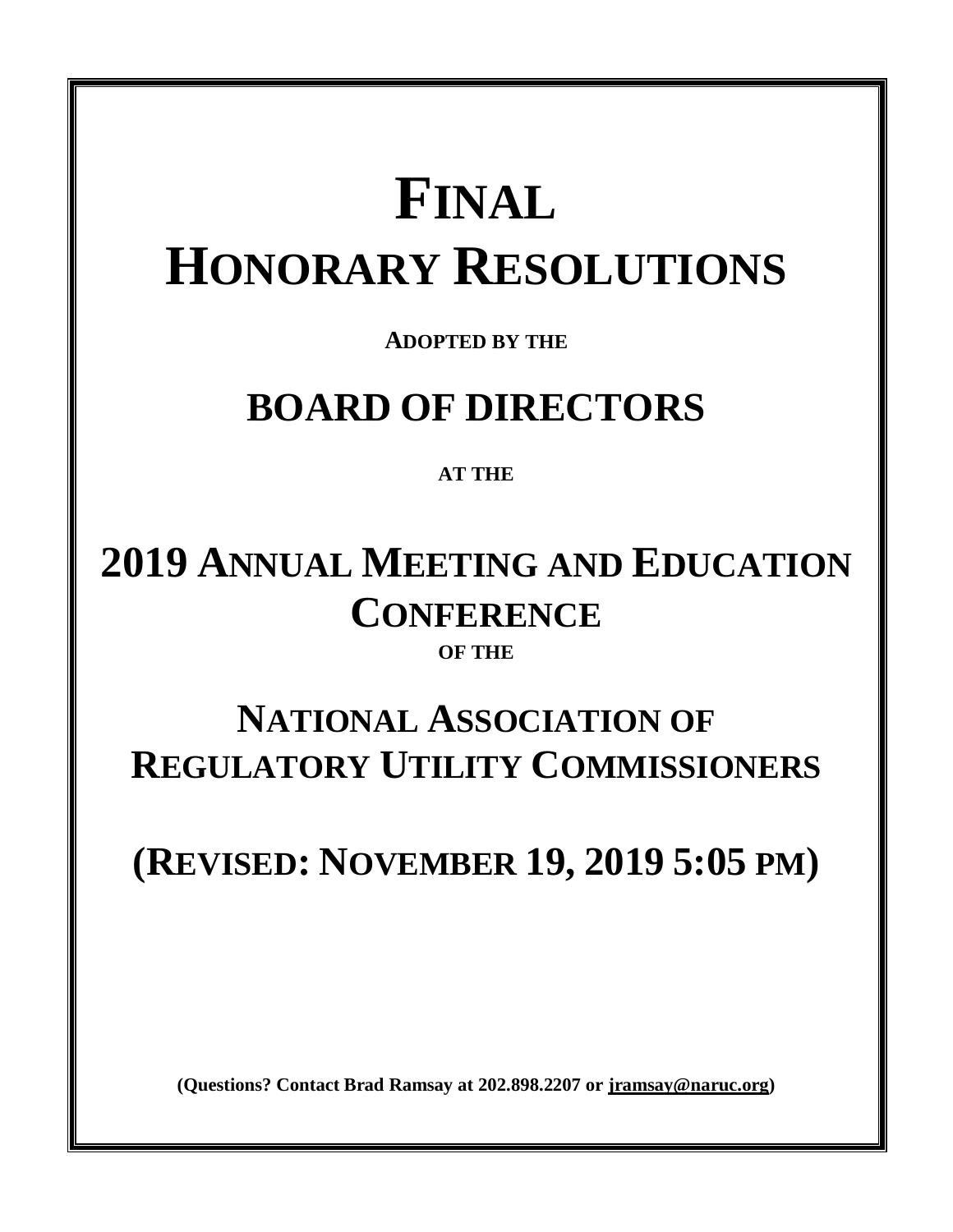# FINAL HONORARY RESOLUTIONS

**ADOPTED BY THE**

## BOARD OF DIRECTORS

**AT THE**

## 2019 ANNUAL MEETING AND EDUCATION CONFERENCE

**OF THE**

## NATIONAL ASSOCIATION OF REGULATORY UTILITY COMMISSIONERS

## (REVISED: NOVEMBER 19, 2019 5:05 PM)

**(Questions? Contact Brad Ramsay at 202.898.2207 or jramsay@naruc.org)**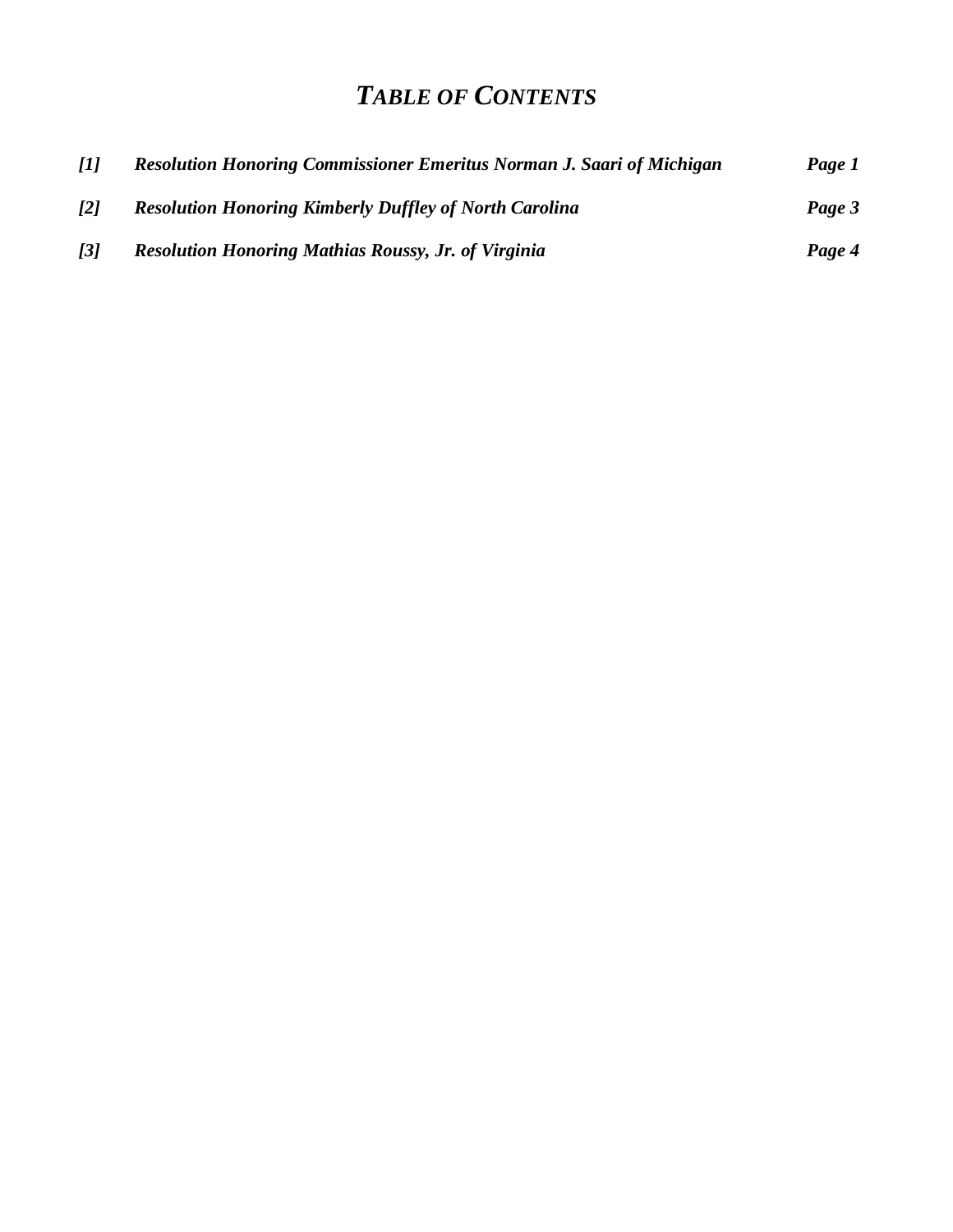# *TABLE OF CONTENTS*

| | | |
|---|---|---|
| ***[1]*** | ***Resolution Honoring Commissioner Emeritus Norman J. Saari of Michigan*** | ***Page 1*** |
| ***[2]*** | ***Resolution Honoring Kimberly Duffley of North Carolina*** | ***Page 3*** |
| ***[3]*** | ***Resolution Honoring Mathias Roussy, Jr. of Virginia*** | ***Page 4*** |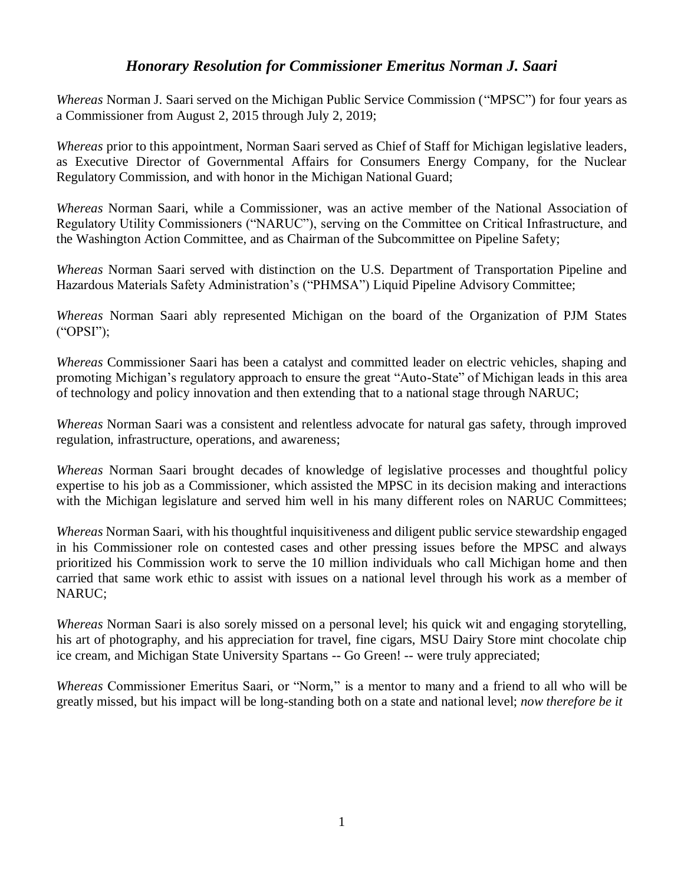## *Honorary Resolution for Commissioner Emeritus Norman J. Saari*

*Whereas* Norman J. Saari served on the Michigan Public Service Commission ("MPSC") for four years as a Commissioner from August 2, 2015 through July 2, 2019;

*Whereas* prior to this appointment, Norman Saari served as Chief of Staff for Michigan legislative leaders, as Executive Director of Governmental Affairs for Consumers Energy Company, for the Nuclear Regulatory Commission, and with honor in the Michigan National Guard;

*Whereas* Norman Saari, while a Commissioner, was an active member of the National Association of Regulatory Utility Commissioners ("NARUC"), serving on the Committee on Critical Infrastructure, and the Washington Action Committee, and as Chairman of the Subcommittee on Pipeline Safety;

*Whereas* Norman Saari served with distinction on the U.S. Department of Transportation Pipeline and Hazardous Materials Safety Administration's ("PHMSA") Liquid Pipeline Advisory Committee;

*Whereas* Norman Saari ably represented Michigan on the board of the Organization of PJM States ("OPSI");

*Whereas* Commissioner Saari has been a catalyst and committed leader on electric vehicles, shaping and promoting Michigan's regulatory approach to ensure the great "Auto-State" of Michigan leads in this area of technology and policy innovation and then extending that to a national stage through NARUC;

*Whereas* Norman Saari was a consistent and relentless advocate for natural gas safety, through improved regulation, infrastructure, operations, and awareness;

*Whereas* Norman Saari brought decades of knowledge of legislative processes and thoughtful policy expertise to his job as a Commissioner, which assisted the MPSC in its decision making and interactions with the Michigan legislature and served him well in his many different roles on NARUC Committees;

*Whereas* Norman Saari, with his thoughtful inquisitiveness and diligent public service stewardship engaged in his Commissioner role on contested cases and other pressing issues before the MPSC and always prioritized his Commission work to serve the 10 million individuals who call Michigan home and then carried that same work ethic to assist with issues on a national level through his work as a member of NARUC;

*Whereas* Norman Saari is also sorely missed on a personal level; his quick wit and engaging storytelling, his art of photography, and his appreciation for travel, fine cigars, MSU Dairy Store mint chocolate chip ice cream, and Michigan State University Spartans -- Go Green! -- were truly appreciated;

*Whereas* Commissioner Emeritus Saari, or "Norm," is a mentor to many and a friend to all who will be greatly missed, but his impact will be long-standing both on a state and national level; *now therefore be it*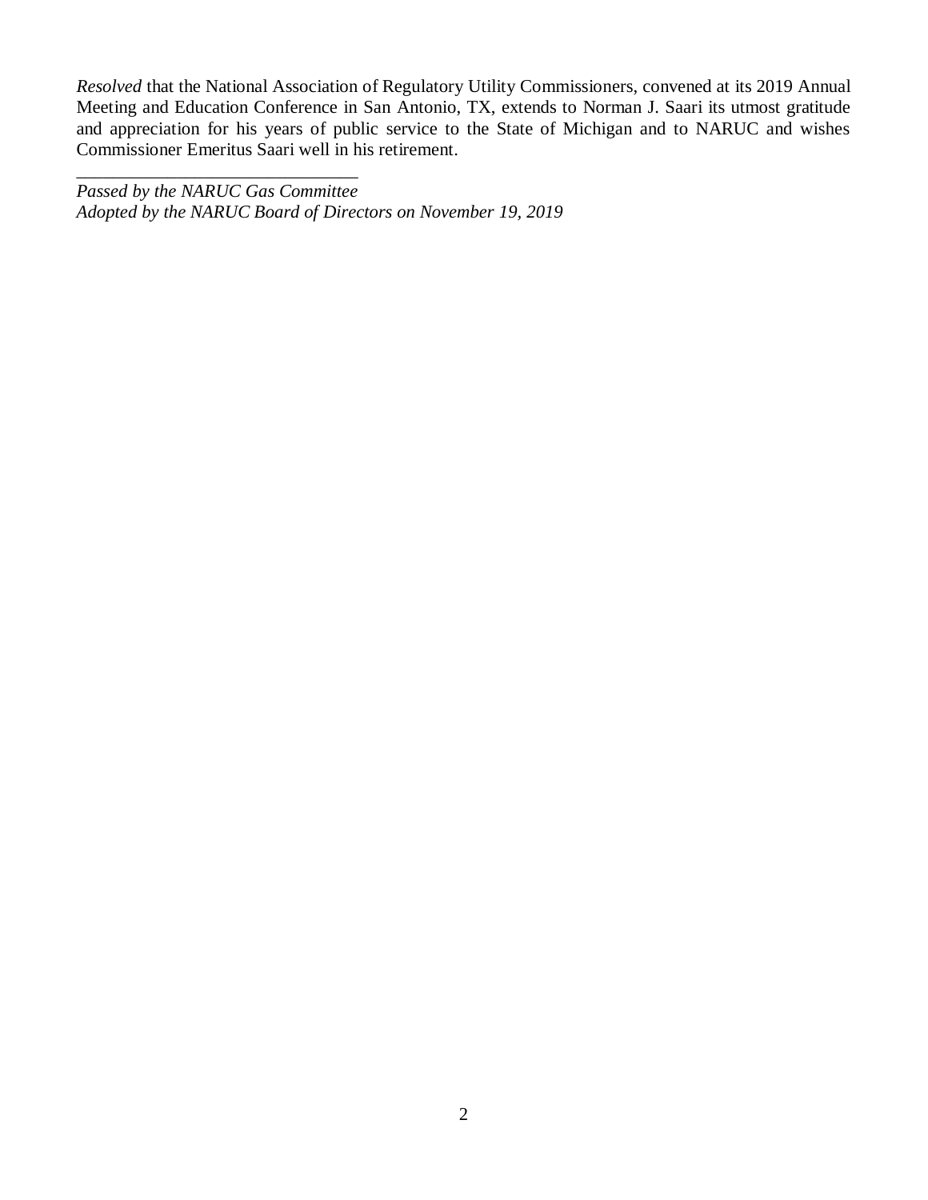*Resolved* that the National Association of Regulatory Utility Commissioners, convened at its 2019 Annual Meeting and Education Conference in San Antonio, TX, extends to Norman J. Saari its utmost gratitude and appreciation for his years of public service to the State of Michigan and to NARUC and wishes Commissioner Emeritus Saari well in his retirement.

______________________________

*Passed by the NARUC Gas Committee*
*Adopted by the NARUC Board of Directors on November 19, 2019*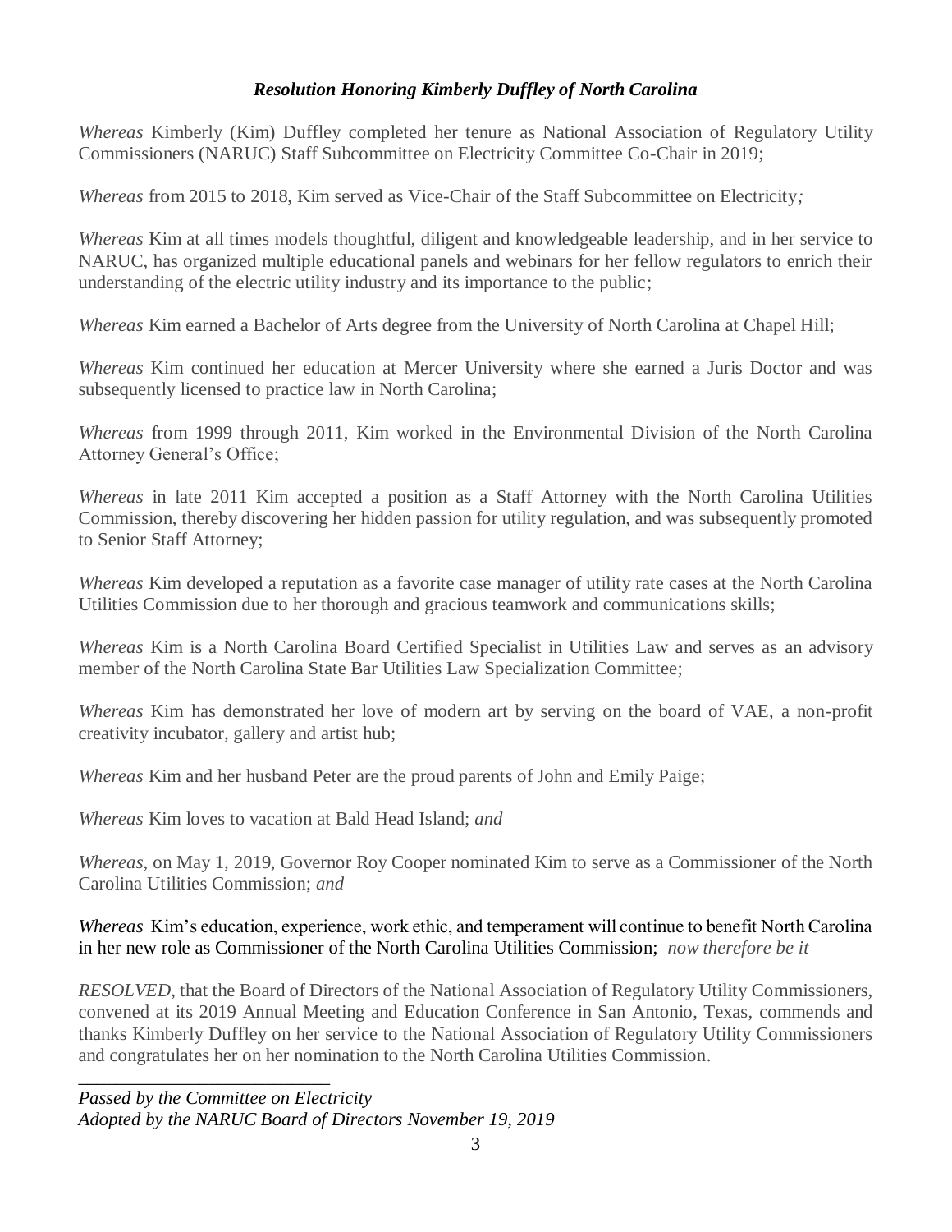### *Resolution Honoring Kimberly Duffley of North Carolina*

*Whereas* Kimberly (Kim) Duffley completed her tenure as National Association of Regulatory Utility Commissioners (NARUC) Staff Subcommittee on Electricity Committee Co-Chair in 2019;

*Whereas* from 2015 to 2018, Kim served as Vice-Chair of the Staff Subcommittee on Electricity*;*

*Whereas* Kim at all times models thoughtful, diligent and knowledgeable leadership, and in her service to NARUC, has organized multiple educational panels and webinars for her fellow regulators to enrich their understanding of the electric utility industry and its importance to the public;

*Whereas* Kim earned a Bachelor of Arts degree from the University of North Carolina at Chapel Hill;

*Whereas* Kim continued her education at Mercer University where she earned a Juris Doctor and was subsequently licensed to practice law in North Carolina;

*Whereas* from 1999 through 2011, Kim worked in the Environmental Division of the North Carolina Attorney General's Office;

*Whereas* in late 2011 Kim accepted a position as a Staff Attorney with the North Carolina Utilities Commission, thereby discovering her hidden passion for utility regulation, and was subsequently promoted to Senior Staff Attorney;

*Whereas* Kim developed a reputation as a favorite case manager of utility rate cases at the North Carolina Utilities Commission due to her thorough and gracious teamwork and communications skills;

*Whereas* Kim is a North Carolina Board Certified Specialist in Utilities Law and serves as an advisory member of the North Carolina State Bar Utilities Law Specialization Committee;

*Whereas* Kim has demonstrated her love of modern art by serving on the board of VAE, a non-profit creativity incubator, gallery and artist hub;

*Whereas* Kim and her husband Peter are the proud parents of John and Emily Paige;

*Whereas* Kim loves to vacation at Bald Head Island; *and*

*Whereas*, on May 1, 2019, Governor Roy Cooper nominated Kim to serve as a Commissioner of the North Carolina Utilities Commission; *and*

*Whereas* Kim's education, experience, work ethic, and temperament will continue to benefit North Carolina in her new role as Commissioner of the North Carolina Utilities Commission; *now therefore be it*

*RESOLVED*, that the Board of Directors of the National Association of Regulatory Utility Commissioners, convened at its 2019 Annual Meeting and Education Conference in San Antonio, Texas, commends and thanks Kimberly Duffley on her service to the National Association of Regulatory Utility Commissioners and congratulates her on her nomination to the North Carolina Utilities Commission.

---

*Passed by the Committee on Electricity*
*Adopted by the NARUC Board of Directors November 19, 2019*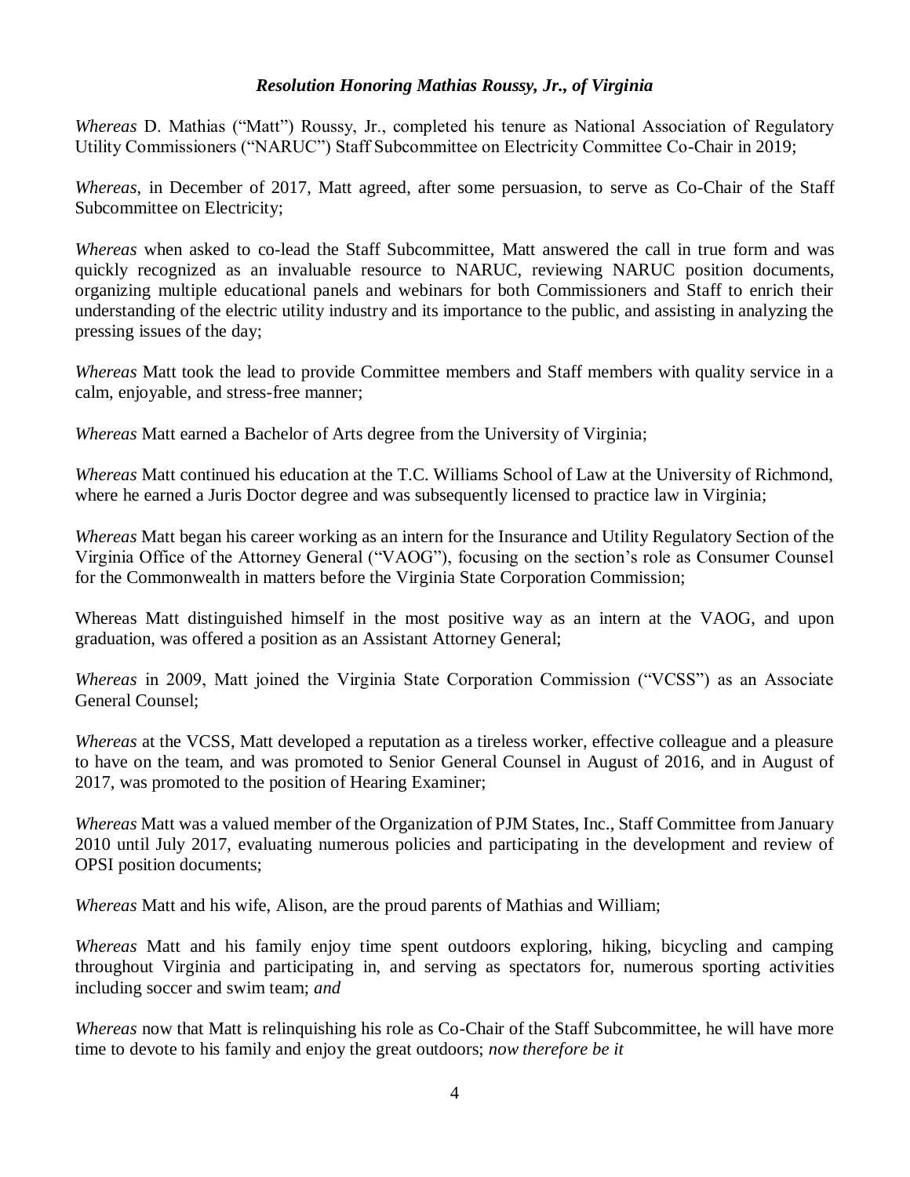### *Resolution Honoring Mathias Roussy, Jr., of Virginia*

*Whereas* D. Mathias ("Matt") Roussy, Jr., completed his tenure as National Association of Regulatory Utility Commissioners ("NARUC") Staff Subcommittee on Electricity Committee Co-Chair in 2019;

*Whereas*, in December of 2017, Matt agreed, after some persuasion, to serve as Co-Chair of the Staff Subcommittee on Electricity;

*Whereas* when asked to co-lead the Staff Subcommittee, Matt answered the call in true form and was quickly recognized as an invaluable resource to NARUC, reviewing NARUC position documents, organizing multiple educational panels and webinars for both Commissioners and Staff to enrich their understanding of the electric utility industry and its importance to the public, and assisting in analyzing the pressing issues of the day;

*Whereas* Matt took the lead to provide Committee members and Staff members with quality service in a calm, enjoyable, and stress-free manner;

*Whereas* Matt earned a Bachelor of Arts degree from the University of Virginia;

*Whereas* Matt continued his education at the T.C. Williams School of Law at the University of Richmond, where he earned a Juris Doctor degree and was subsequently licensed to practice law in Virginia;

*Whereas* Matt began his career working as an intern for the Insurance and Utility Regulatory Section of the Virginia Office of the Attorney General ("VAOG"), focusing on the section's role as Consumer Counsel for the Commonwealth in matters before the Virginia State Corporation Commission;

Whereas Matt distinguished himself in the most positive way as an intern at the VAOG, and upon graduation, was offered a position as an Assistant Attorney General;

*Whereas* in 2009, Matt joined the Virginia State Corporation Commission ("VCSS") as an Associate General Counsel;

*Whereas* at the VCSS, Matt developed a reputation as a tireless worker, effective colleague and a pleasure to have on the team, and was promoted to Senior General Counsel in August of 2016, and in August of 2017, was promoted to the position of Hearing Examiner;

*Whereas* Matt was a valued member of the Organization of PJM States, Inc., Staff Committee from January 2010 until July 2017, evaluating numerous policies and participating in the development and review of OPSI position documents;

*Whereas* Matt and his wife, Alison, are the proud parents of Mathias and William;

*Whereas* Matt and his family enjoy time spent outdoors exploring, hiking, bicycling and camping throughout Virginia and participating in, and serving as spectators for, numerous sporting activities including soccer and swim team; *and*

*Whereas* now that Matt is relinquishing his role as Co-Chair of the Staff Subcommittee, he will have more time to devote to his family and enjoy the great outdoors; *now therefore be it*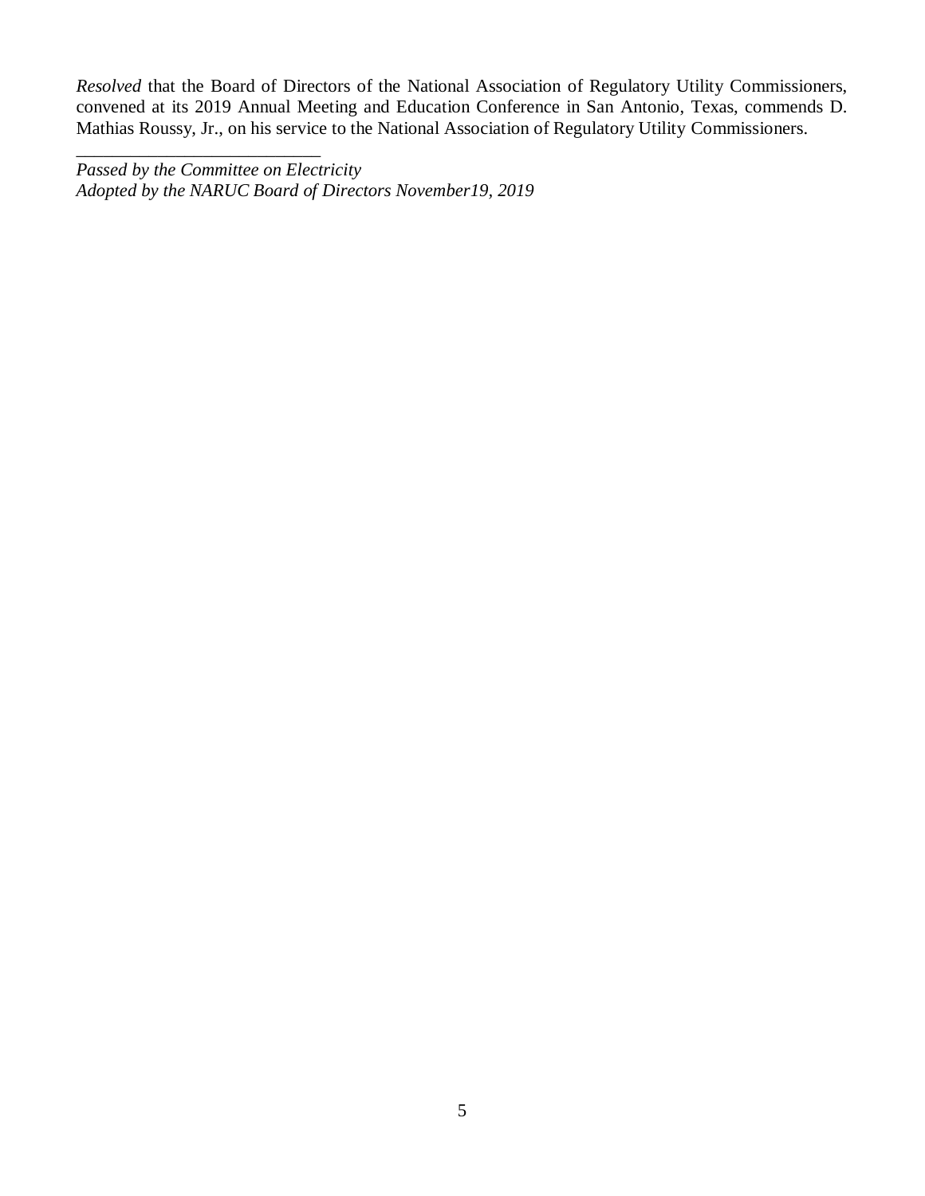*Resolved* that the Board of Directors of the National Association of Regulatory Utility Commissioners, convened at its 2019 Annual Meeting and Education Conference in San Antonio, Texas, commends D. Mathias Roussy, Jr., on his service to the National Association of Regulatory Utility Commissioners.

___________________________

*Passed by the Committee on Electricity*
*Adopted by the NARUC Board of Directors November19, 2019*